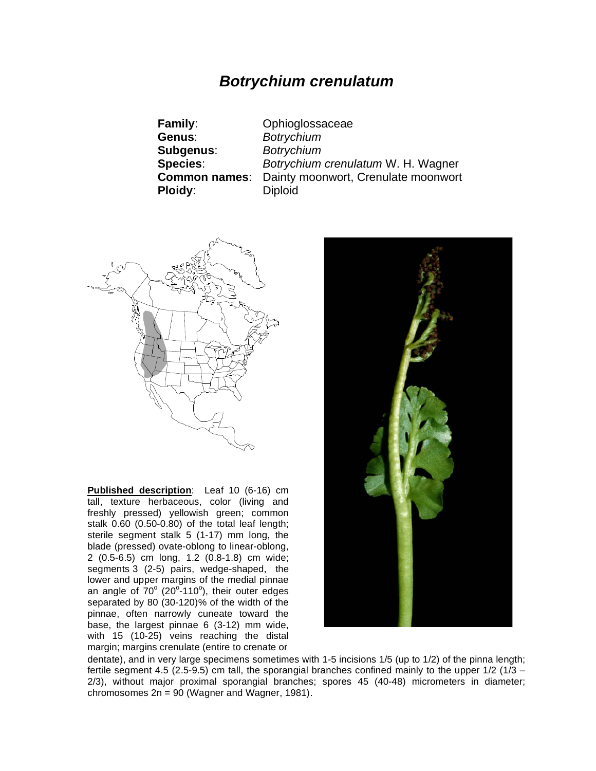# *Botrychium crenulatum*

**Family**: Ophioglossaceae
**Genus**: *Botrychium*
**Subgenus**: *Botrychium*
**Species**: *Botrychium crenulatum* W. H. Wagner
**Common names**: Dainty moonwort, Crenulate moonwort
**Ploidy**: Diploid

**Published description**: Leaf 10 (6-16) cm tall, texture herbaceous, color (living and freshly pressed) yellowish green; common stalk 0.60 (0.50-0.80) of the total leaf length; sterile segment stalk 5 (1-17) mm long, the blade (pressed) ovate-oblong to linear-oblong, 2 (0.5-6.5) cm long, 1.2 (0.8-1.8) cm wide; segments 3 (2-5) pairs, wedge-shaped, the lower and upper margins of the medial pinnae an angle of $70^{o}$ ($20^{o}$-$110^{o}$), their outer edges separated by 80 (30-120)% of the width of the pinnae, often narrowly cuneate toward the base, the largest pinnae 6 (3-12) mm wide, with 15 (10-25) veins reaching the distal margin; margins crenulate (entire to crenate or dentate), and in very large specimens sometimes with 1-5 incisions 1/5 (up to 1/2) of the pinna length; fertile segment 4.5 (2.5-9.5) cm tall, the sporangial branches confined mainly to the upper 1/2 (1/3 – 2/3), without major proximal sporangial branches; spores 45 (40-48) micrometers in diameter; chromosomes 2n = 90 (Wagner and Wagner, 1981).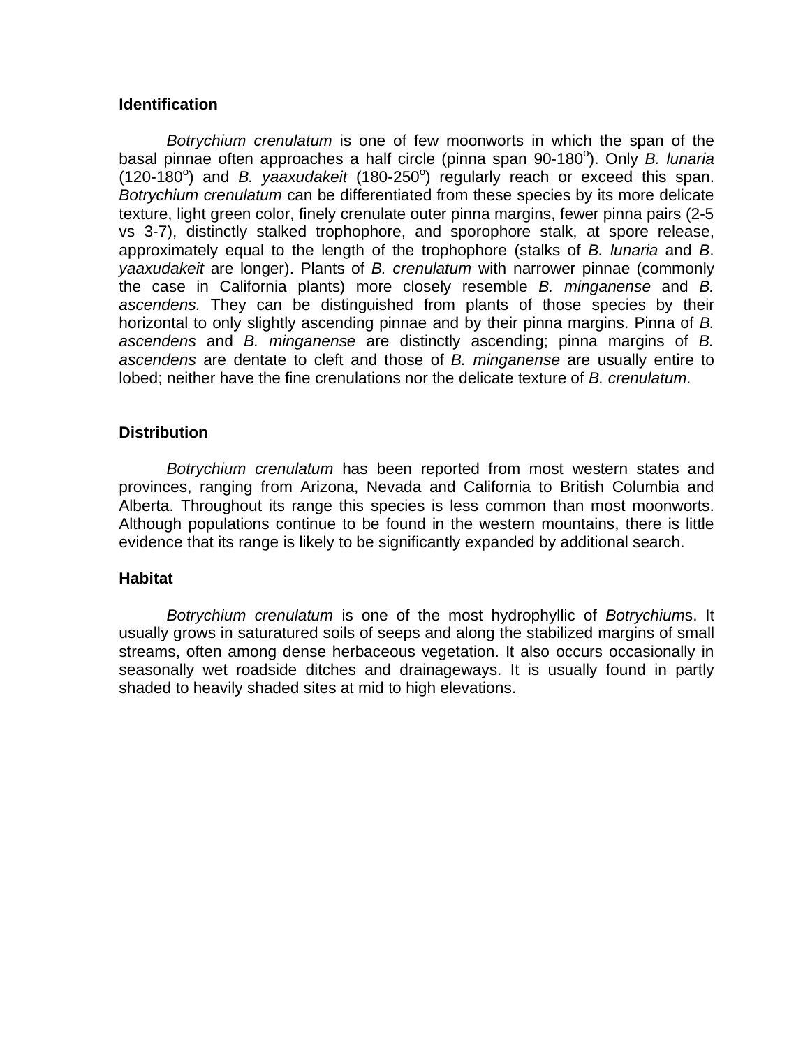**Identification**

*Botrychium crenulatum* is one of few moonworts in which the span of the basal pinnae often approaches a half circle (pinna span 90-180$^{o}$). Only *B. lunaria* (120-180$^{o}$) and *B. yaaxudakeit* (180-250$^{o}$) regularly reach or exceed this span. *Botrychium crenulatum* can be differentiated from these species by its more delicate texture, light green color, finely crenulate outer pinna margins, fewer pinna pairs (2-5 vs 3-7), distinctly stalked trophophore, and sporophore stalk, at spore release, approximately equal to the length of the trophophore (stalks of *B. lunaria* and *B. yaaxudakeit* are longer). Plants of *B. crenulatum* with narrower pinnae (commonly the case in California plants) more closely resemble *B. minganense* and *B. ascendens.* They can be distinguished from plants of those species by their horizontal to only slightly ascending pinnae and by their pinna margins. Pinna of *B. ascendens* and *B. minganense* are distinctly ascending; pinna margins of *B. ascendens* are dentate to cleft and those of *B. minganense* are usually entire to lobed; neither have the fine crenulations nor the delicate texture of *B. crenulatum*.

**Distribution**

*Botrychium crenulatum* has been reported from most western states and provinces, ranging from Arizona, Nevada and California to British Columbia and Alberta. Throughout its range this species is less common than most moonworts. Although populations continue to be found in the western mountains, there is little evidence that its range is likely to be significantly expanded by additional search.

**Habitat**

*Botrychium crenulatum* is one of the most hydrophyllic of *Botrychium*s. It usually grows in saturatured soils of seeps and along the stabilized margins of small streams, often among dense herbaceous vegetation. It also occurs occasionally in seasonally wet roadside ditches and drainageways. It is usually found in partly shaded to heavily shaded sites at mid to high elevations.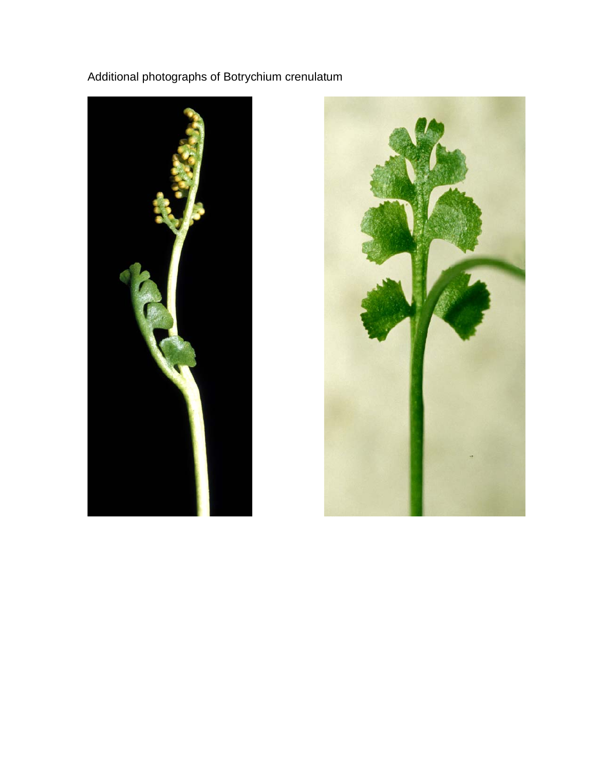Additional photographs of *Botrychium crenulatum*